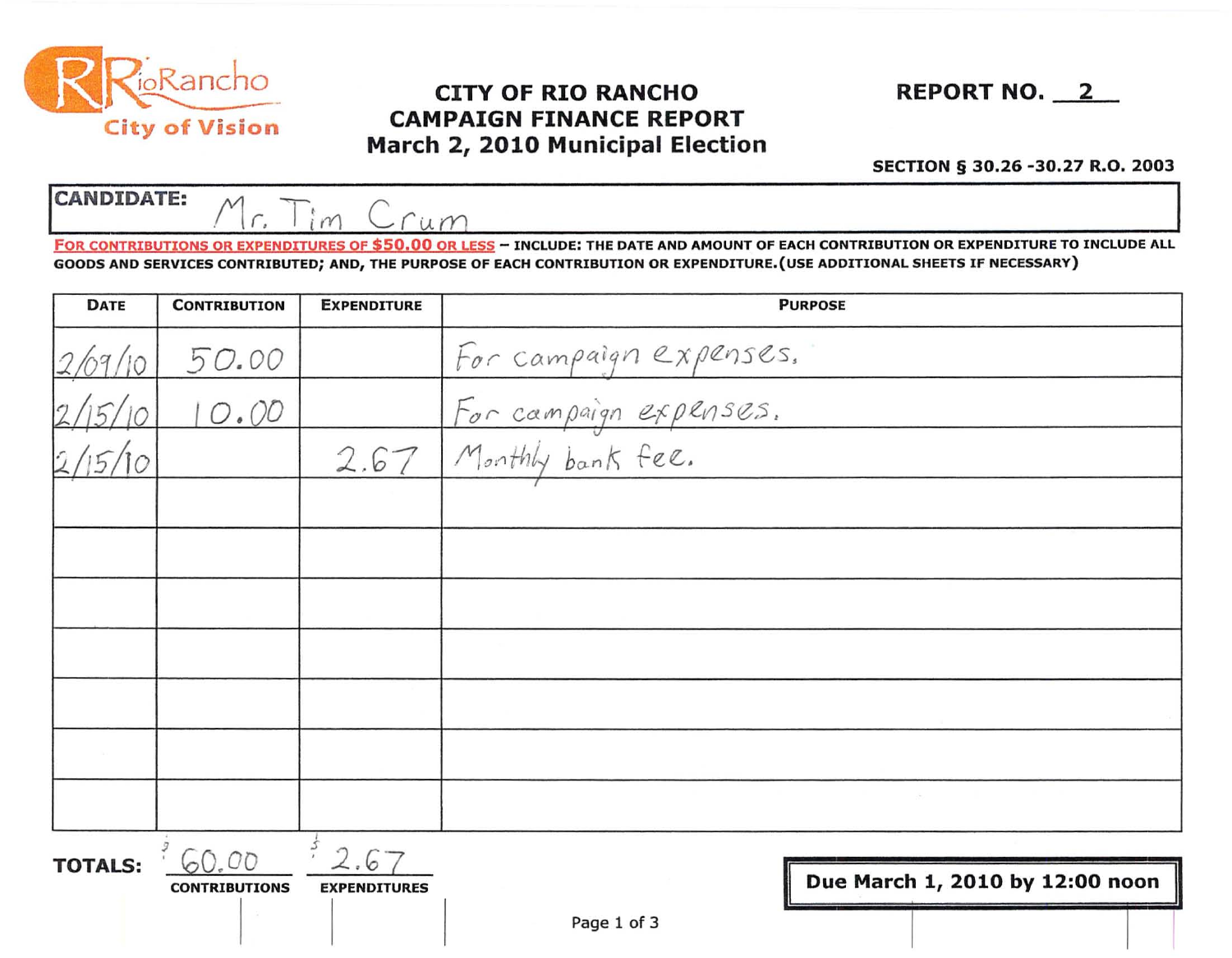RioRancho
City of Vision

# CITY OF RIO RANCHO
# CAMPAIGN FINANCE REPORT
# March 2, 2010 Municipal Election

**REPORT NO.** 2

**SECTION § 30.26 -30.27 R.O. 2003**

**CANDIDATE:** Mr. Tim Crum

**FOR CONTRIBUTIONS OR EXPENDITURES OF $50.00 OR LESS – INCLUDE: THE DATE AND AMOUNT OF EACH CONTRIBUTION OR EXPENDITURE TO INCLUDE ALL GOODS AND SERVICES CONTRIBUTED; AND, THE PURPOSE OF EACH CONTRIBUTION OR EXPENDITURE. (USE ADDITIONAL SHEETS IF NECESSARY)**

| DATE | CONTRIBUTION | EXPENDITURE | PURPOSE |
|---|---|---|---|
| 2/09/10 | 50.00 | | For campaign expenses. |
| 2/15/10 | 10.00 | | For campaign expenses. |
| 2/15/10 | | 2.67 | Monthly bank fee. |
| | | | |
| | | | |
| | | | |
| | | | |
| | | | |
| | | | |
| | | | |

**TOTALS:** $60.00 **CONTRIBUTIONS** $2.67 **EXPENDITURES**

**Due March 1, 2010 by 12:00 noon**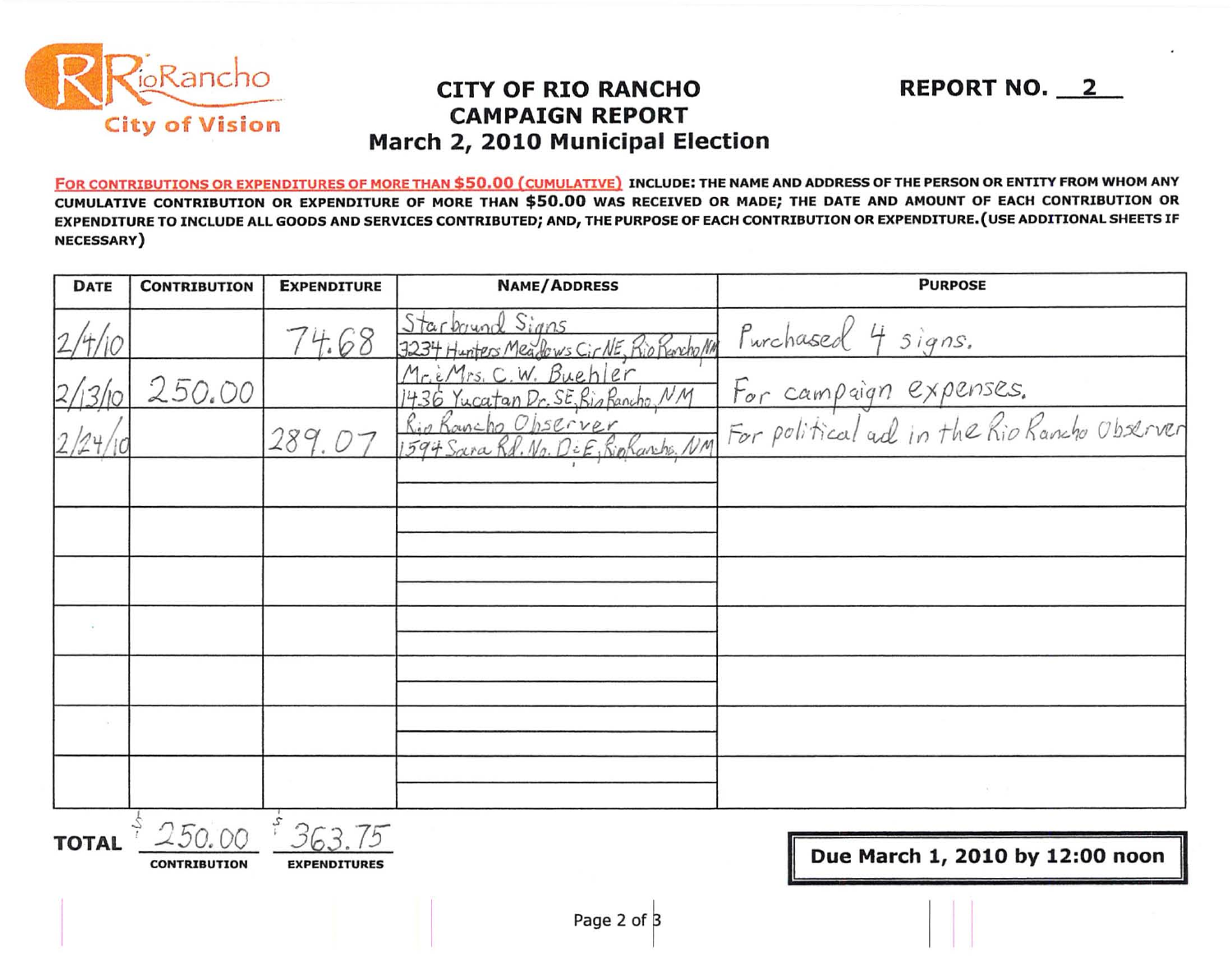RioRancho City of Vision

# CITY OF RIO RANCHO CAMPAIGN REPORT
## March 2, 2010 Municipal Election

**REPORT NO. 2**

**FOR CONTRIBUTIONS OR EXPENDITURES OF MORE THAN $50.00 (CUMULATIVE)** INCLUDE: THE NAME AND ADDRESS OF THE PERSON OR ENTITY FROM WHOM ANY CUMULATIVE CONTRIBUTION OR EXPENDITURE OF MORE THAN $50.00 WAS RECEIVED OR MADE; THE DATE AND AMOUNT OF EACH CONTRIBUTION OR EXPENDITURE TO INCLUDE ALL GOODS AND SERVICES CONTRIBUTED; AND, THE PURPOSE OF EACH CONTRIBUTION OR EXPENDITURE. (USE ADDITIONAL SHEETS IF NECESSARY)

| DATE | CONTRIBUTION | EXPENDITURE | NAME/ADDRESS | PURPOSE |
|---|---|---|---|---|
| 2/4/10 | | 74.68 | Starbound Signs<br>3234 Hunters Meadows Cir NE, Rio Rancho NM | Purchased 4 signs. |
| 2/13/10 | 250.00 | | Mr. & Mrs. C. W. Buehler<br>1436 Yucatan Dr. SE, Rio Rancho, NM | For campaign expenses. |
| 2/24/10 | | 289.07 | Rio Rancho Observer<br>1594 Sara Rd. No. D-E, Rio Rancho, NM | For political ad in the Rio Rancho Observer |
| | | | | |
| | | | | |
| | | | | |
| | | | | |
| | | | | |
| | | | | |
| | | | | |

**TOTAL** $250.00 **CONTRIBUTION** $363.75 **EXPENDITURES**

**Due March 1, 2010 by 12:00 noon**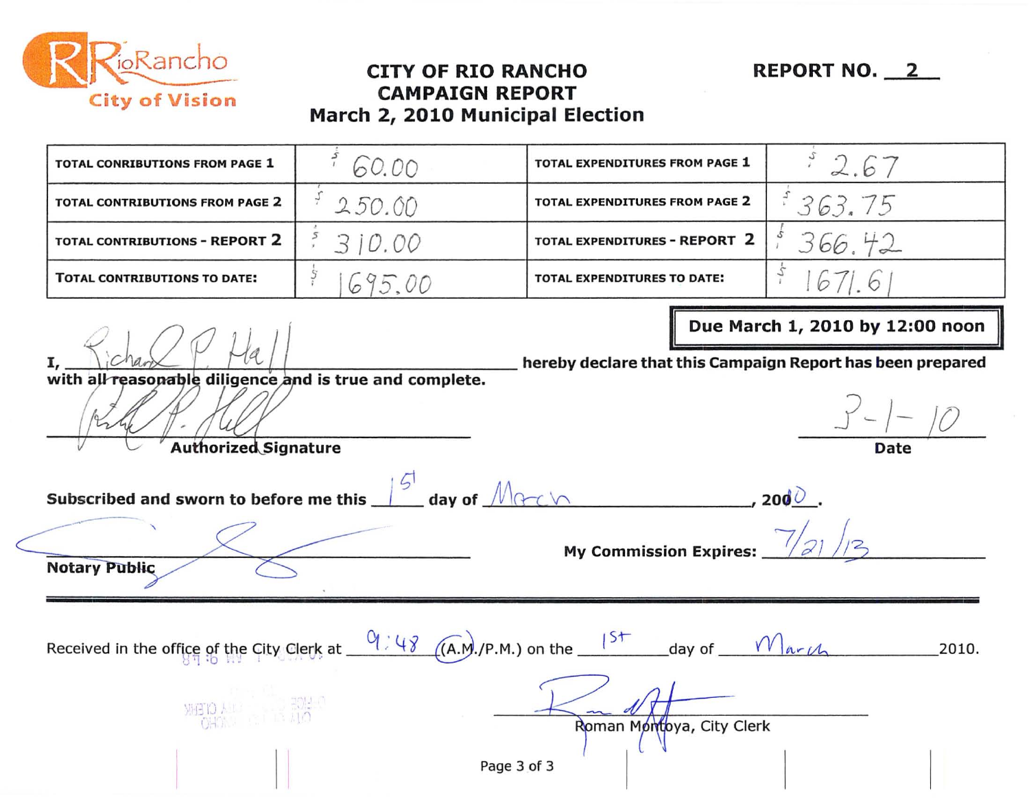RioRancho City of Vision

# CITY OF RIO RANCHO CAMPAIGN REPORT
## March 2, 2010 Municipal Election

**REPORT NO. 2**

| | | | |
|---|---|---|---|
| TOTAL CONRIBUTIONS FROM PAGE 1 | $ 60.00 | TOTAL EXPENDITURES FROM PAGE 1 | $ 2.67 |
| TOTAL CONTRIBUTIONS FROM PAGE 2 | $ 250.00 | TOTAL EXPENDITURES FROM PAGE 2 | $ 363.75 |
| TOTAL CONTRIBUTIONS - REPORT 2 | $ 310.00 | TOTAL EXPENDITURES - REPORT 2 | $ 366.42 |
| TOTAL CONTRIBUTIONS TO DATE: | $ 1695.00 | TOTAL EXPENDITURES TO DATE: | $ 1671.61 |

**Due March 1, 2010 by 12:00 noon**

**I,** Richard P. Hall **hereby declare that this Campaign Report has been prepared with all reasonable diligence and is true and complete.**

[Signature]
**Authorized Signature**

3-1-10
**Date**

**Subscribed and sworn to before me this** 1st **day of** March**, 2010.**

[Signature]
**Notary Public**

**My Commission Expires:** 7/21/13

Received in the office of the City Clerk at 9:48 (A.M./P.M.) on the 1st day of March 2010.

[Signature]
Roman Montoya, City Clerk